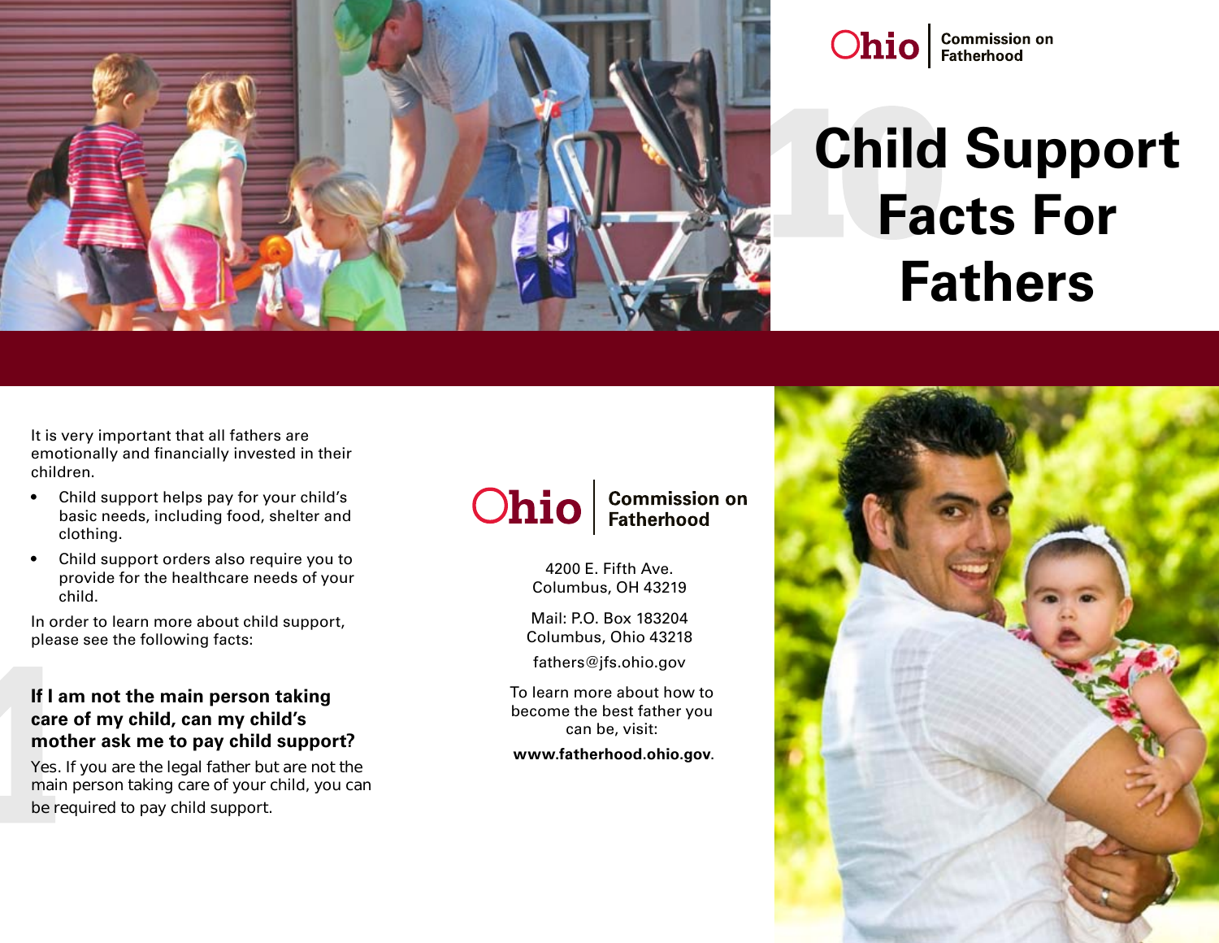Ohio Commission on Fatherhood

# 10 Child Support Facts For Fathers

It is very important that all fathers are emotionally and financially invested in their children.

- Child support helps pay for your child's basic needs, including food, shelter and clothing.
- Child support orders also require you to provide for the healthcare needs of your child.

In order to learn more about child support, please see the following facts:

### 1 If I am not the main person taking care of my child, can my child's mother ask me to pay child support?

Yes. If you are the legal father but are not the main person taking care of your child, you can be required to pay child support.

Ohio Commission on Fatherhood

4200 E. Fifth Ave.
Columbus, OH 43219

Mail: P.O. Box 183204
Columbus, Ohio 43218

fathers@jfs.ohio.gov

To learn more about how to become the best father you can be, visit:

**www.fatherhood.ohio.gov**.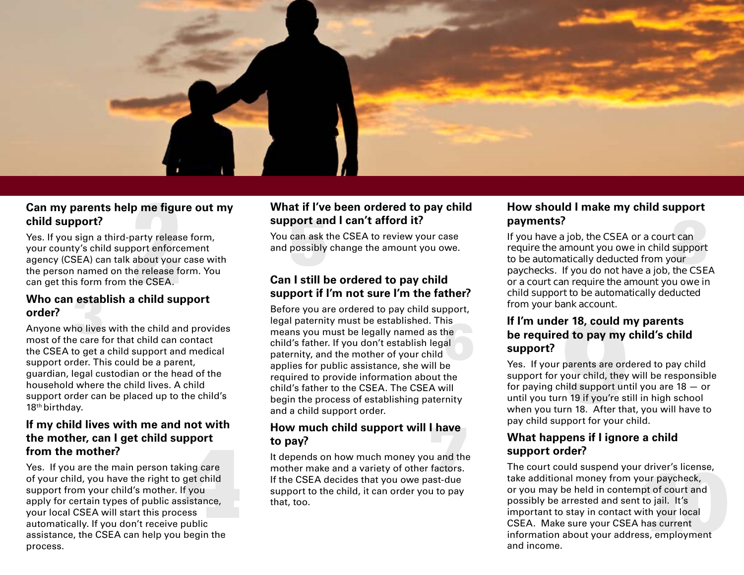## Can my parents help me figure out my child support?

Yes. If you sign a third-party release form, your county's child support enforcement agency (CSEA) can talk about your case with the person named on the release form. You can get this form from the CSEA.

## Who can establish a child support order?

Anyone who lives with the child and provides most of the care for that child can contact the CSEA to get a child support and medical support order. This could be a parent, guardian, legal custodian or the head of the household where the child lives. A child support order can be placed up to the child's 18th birthday.

## If my child lives with me and not with the mother, can I get child support from the mother?

Yes. If you are the main person taking care of your child, you have the right to get child support from your child's mother. If you apply for certain types of public assistance, your local CSEA will start this process automatically. If you don't receive public assistance, the CSEA can help you begin the process.

## What if I've been ordered to pay child support and I can't afford it?

You can ask the CSEA to review your case and possibly change the amount you owe.

## Can I still be ordered to pay child support if I'm not sure I'm the father?

Before you are ordered to pay child support, legal paternity must be established. This means you must be legally named as the child's father. If you don't establish legal paternity, and the mother of your child applies for public assistance, she will be required to provide information about the child's father to the CSEA. The CSEA will begin the process of establishing paternity and a child support order.

## How much child support will I have to pay?

It depends on how much money you and the mother make and a variety of other factors. If the CSEA decides that you owe past-due support to the child, it can order you to pay that, too.

## How should I make my child support payments?

If you have a job, the CSEA or a court can require the amount you owe in child support to be automatically deducted from your paychecks. If you do not have a job, the CSEA or a court can require the amount you owe in child support to be automatically deducted from your bank account.

## If I'm under 18, could my parents be required to pay my child's child support?

Yes. If your parents are ordered to pay child support for your child, they will be responsible for paying child support until you are 18 — or until you turn 19 if you're still in high school when you turn 18. After that, you will have to pay child support for your child.

## What happens if I ignore a child support order?

The court could suspend your driver's license, take additional money from your paycheck, or you may be held in contempt of court and possibly be arrested and sent to jail. It's important to stay in contact with your local CSEA. Make sure your CSEA has current information about your address, employment and income.